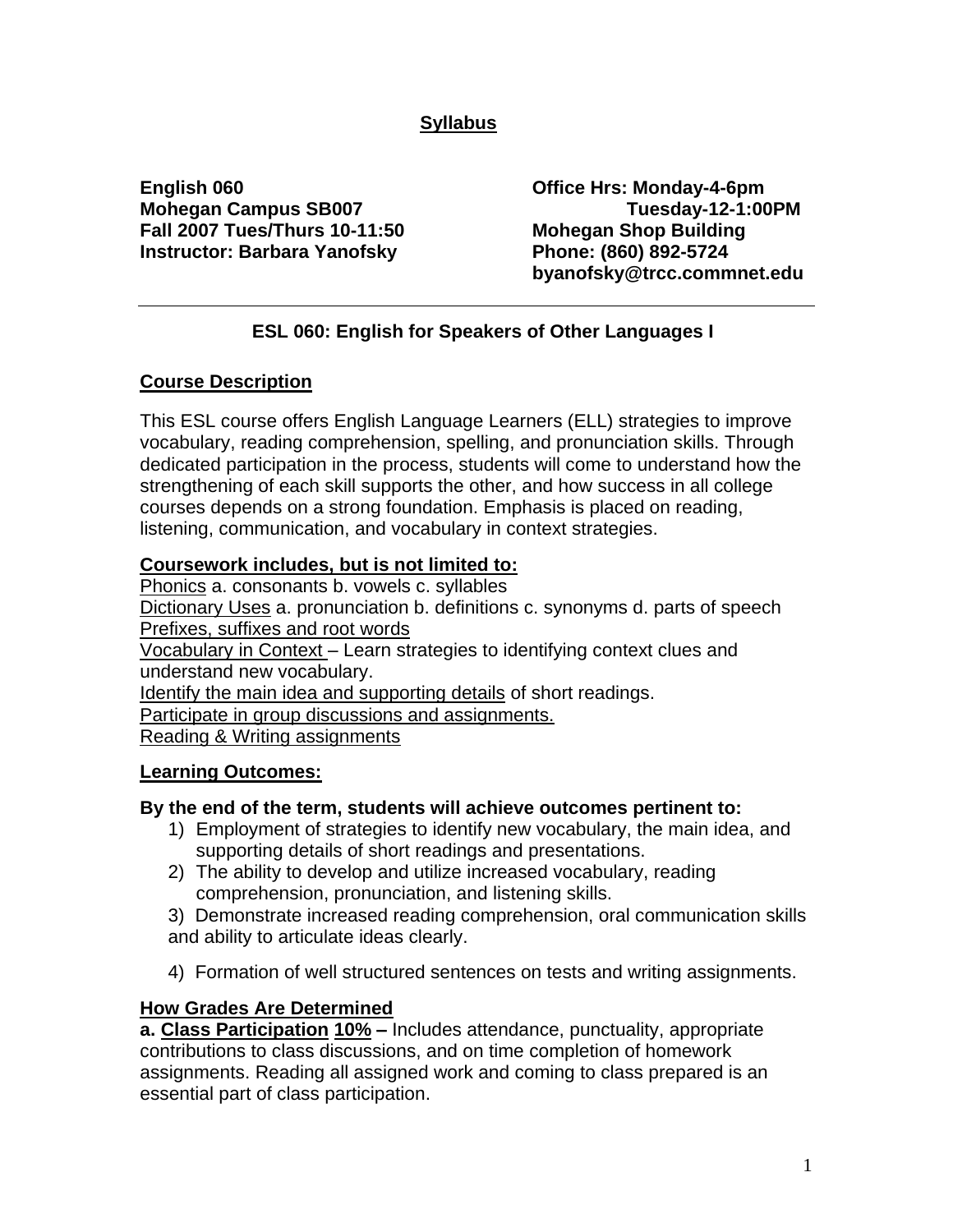# Syllabus

**English 060**
**Mohegan Campus SB007**
**Fall 2007 Tues/Thurs 10-11:50**
**Instructor: Barbara Yanofsky**

**Office Hrs: Monday-4-6pm**
**Tuesday-12-1:00PM**
**Mohegan Shop Building**
**Phone: (860) 892-5724**
**byanofsky@trcc.commnet.edu**

---

## ESL 060: English for Speakers of Other Languages I

### Course Description

This ESL course offers English Language Learners (ELL) strategies to improve vocabulary, reading comprehension, spelling, and pronunciation skills. Through dedicated participation in the process, students will come to understand how the strengthening of each skill supports the other, and how success in all college courses depends on a strong foundation. Emphasis is placed on reading, listening, communication, and vocabulary in context strategies.

**Coursework includes, but is not limited to:**

Phonics a. consonants b. vowels c. syllables
Dictionary Uses a. pronunciation b. definitions c. synonyms d. parts of speech
Prefixes, suffixes and root words
Vocabulary in Context – Learn strategies to identifying context clues and understand new vocabulary.
Identify the main idea and supporting details of short readings.
Participate in group discussions and assignments.
Reading & Writing assignments

### Learning Outcomes:

**By the end of the term, students will achieve outcomes pertinent to:**

1) Employment of strategies to identify new vocabulary, the main idea, and supporting details of short readings and presentations.
2) The ability to develop and utilize increased vocabulary, reading comprehension, pronunciation, and listening skills.
3) Demonstrate increased reading comprehension, oral communication skills and ability to articulate ideas clearly.
4) Formation of well structured sentences on tests and writing assignments.

### How Grades Are Determined

**a. Class Participation 10% –** Includes attendance, punctuality, appropriate contributions to class discussions, and on time completion of homework assignments. Reading all assigned work and coming to class prepared is an essential part of class participation.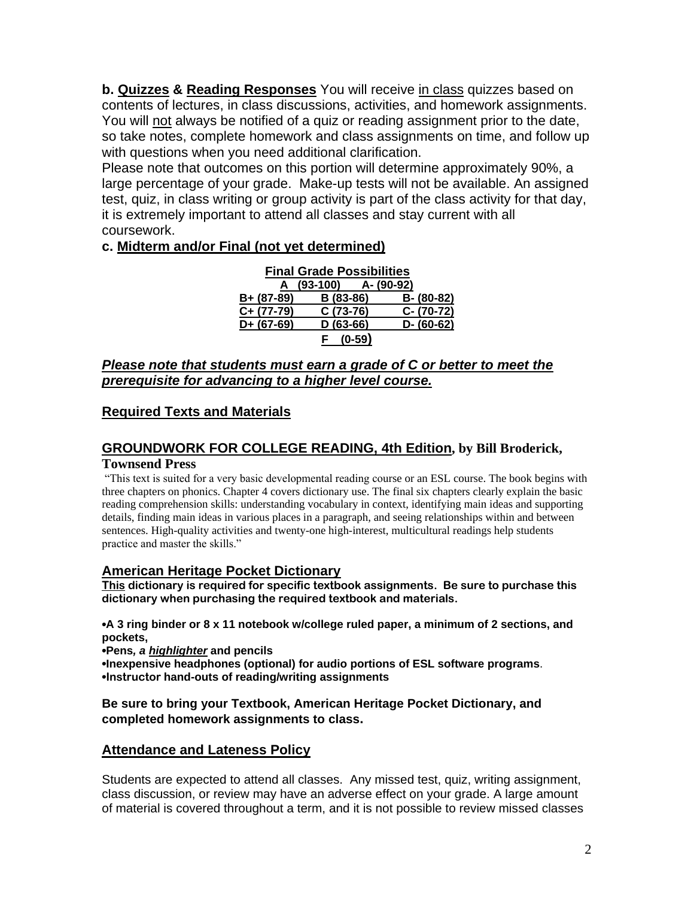**b. <u>Quizzes</u> & <u>Reading Responses</u>** You will receive <u>in class</u> quizzes based on contents of lectures, in class discussions, activities, and homework assignments. You will <u>not</u> always be notified of a quiz or reading assignment prior to the date, so take notes, complete homework and class assignments on time, and follow up with questions when you need additional clarification.

Please note that outcomes on this portion will determine approximately 90%, a large percentage of your grade. Make-up tests will not be available. An assigned test, quiz, in class writing or group activity is part of the class activity for that day, it is extremely important to attend all classes and stay current with all coursework.

**c. <u>Midterm and/or Final (not yet determined)</u>**

**Final Grade Possibilities**

| | | |
|---|---|---|
| A (93-100) | A- (90-92) | |
| B+ (87-89) | B (83-86) | B- (80-82) |
| C+ (77-79) | C (73-76) | C- (70-72) |
| D+ (67-69) | D (63-66) | D- (60-62) |
| | F (0-59) | |

***<u>Please note that students must earn a grade of C or better to meet the prerequisite for advancing to a higher level course.</u>***

## <u>Required Texts and Materials</u>

### <u>GROUNDWORK FOR COLLEGE READING, 4th Edition</u>, by Bill Broderick, Townsend Press

"This text is suited for a very basic developmental reading course or an ESL course. The book begins with three chapters on phonics. Chapter 4 covers dictionary use. The final six chapters clearly explain the basic reading comprehension skills: understanding vocabulary in context, identifying main ideas and supporting details, finding main ideas in various places in a paragraph, and seeing relationships within and between sentences. High-quality activities and twenty-one high-interest, multicultural readings help students practice and master the skills."

### <u>American Heritage Pocket Dictionary</u>

**<u>This</u> dictionary is required for specific textbook assignments. Be sure to purchase this dictionary when purchasing the required textbook and materials.**

- **A 3 ring binder or 8 x 11 notebook w/college ruled paper, a minimum of 2 sections, and pockets,**
- **Pens*, a <u>highlighter</u>* and pencils**
- **Inexpensive headphones (optional) for audio portions of ESL software programs**.
- **Instructor hand-outs of reading/writing assignments**

**Be sure to bring your Textbook, American Heritage Pocket Dictionary, and completed homework assignments to class.**

## <u>Attendance and Lateness Policy</u>

Students are expected to attend all classes. Any missed test, quiz, writing assignment, class discussion, or review may have an adverse effect on your grade. A large amount of material is covered throughout a term, and it is not possible to review missed classes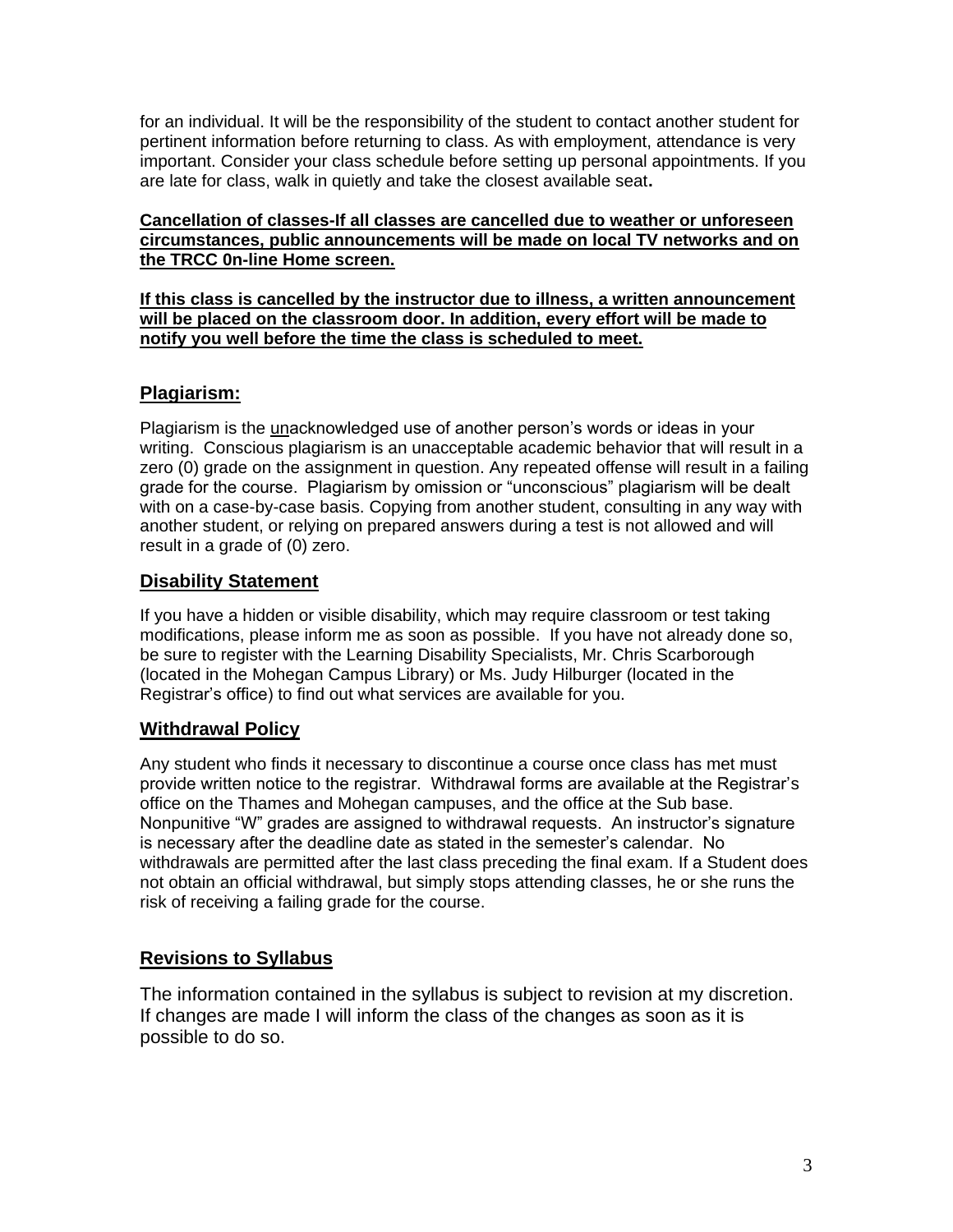for an individual. It will be the responsibility of the student to contact another student for pertinent information before returning to class. As with employment, attendance is very important. Consider your class schedule before setting up personal appointments. If you are late for class, walk in quietly and take the closest available seat**.**

**<u>Cancellation of classes-If all classes are cancelled due to weather or unforeseen circumstances, public announcements will be made on local TV networks and on the TRCC 0n-line Home screen.</u>**

**<u>If this class is cancelled by the instructor due to illness, a written announcement will be placed on the classroom door. In addition, every effort will be made to notify you well before the time the class is scheduled to meet.</u>**

## Plagiarism:

Plagiarism is the <u>un</u>acknowledged use of another person's words or ideas in your writing. Conscious plagiarism is an unacceptable academic behavior that will result in a zero (0) grade on the assignment in question. Any repeated offense will result in a failing grade for the course. Plagiarism by omission or "unconscious" plagiarism will be dealt with on a case-by-case basis. Copying from another student, consulting in any way with another student, or relying on prepared answers during a test is not allowed and will result in a grade of (0) zero.

## Disability Statement

If you have a hidden or visible disability, which may require classroom or test taking modifications, please inform me as soon as possible. If you have not already done so, be sure to register with the Learning Disability Specialists, Mr. Chris Scarborough (located in the Mohegan Campus Library) or Ms. Judy Hilburger (located in the Registrar's office) to find out what services are available for you.

## Withdrawal Policy

Any student who finds it necessary to discontinue a course once class has met must provide written notice to the registrar. Withdrawal forms are available at the Registrar's office on the Thames and Mohegan campuses, and the office at the Sub base. Nonpunitive "W" grades are assigned to withdrawal requests. An instructor's signature is necessary after the deadline date as stated in the semester's calendar. No withdrawals are permitted after the last class preceding the final exam. If a Student does not obtain an official withdrawal, but simply stops attending classes, he or she runs the risk of receiving a failing grade for the course.

## Revisions to Syllabus

The information contained in the syllabus is subject to revision at my discretion. If changes are made I will inform the class of the changes as soon as it is possible to do so.